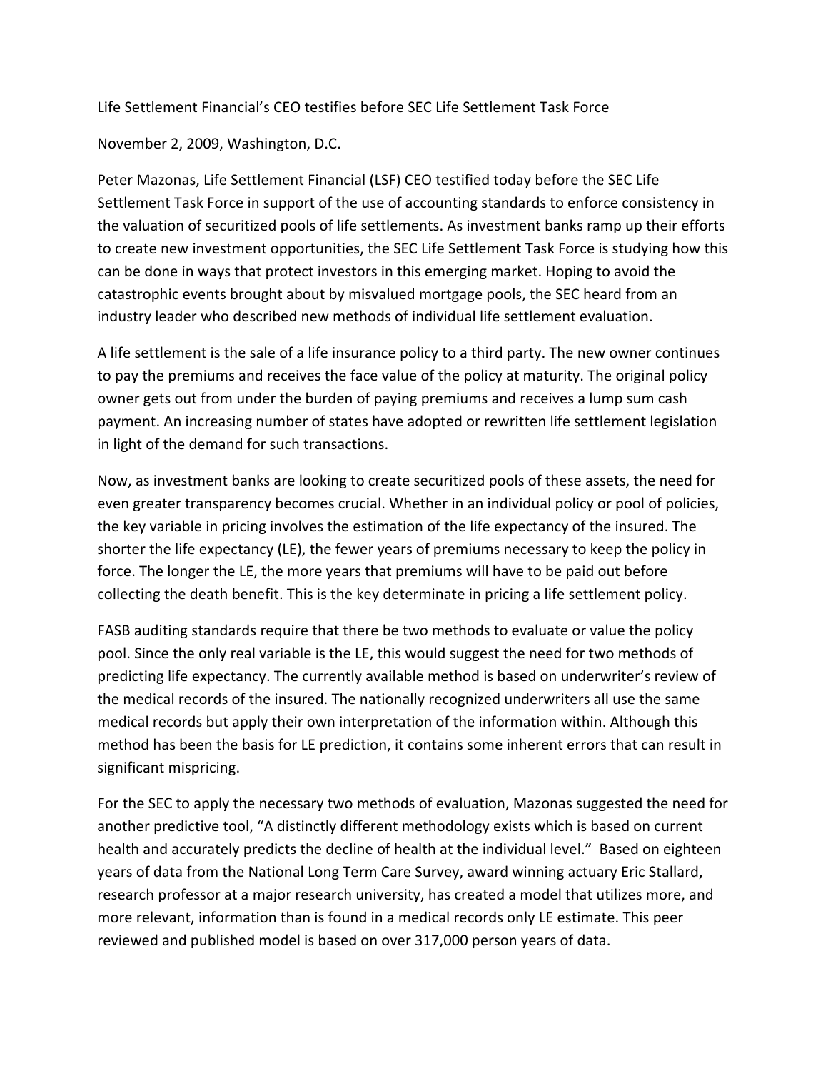Life Settlement Financial's CEO testifies before SEC Life Settlement Task Force

November 2, 2009, Washington, D.C.

Peter Mazonas, Life Settlement Financial (LSF) CEO testified today before the SEC Life Settlement Task Force in support of the use of accounting standards to enforce consistency in the valuation of securitized pools of life settlements. As investment banks ramp up their efforts to create new investment opportunities, the SEC Life Settlement Task Force is studying how this can be done in ways that protect investors in this emerging market. Hoping to avoid the catastrophic events brought about by misvalued mortgage pools, the SEC heard from an industry leader who described new methods of individual life settlement evaluation.

A life settlement is the sale of a life insurance policy to a third party. The new owner continues to pay the premiums and receives the face value of the policy at maturity. The original policy owner gets out from under the burden of paying premiums and receives a lump sum cash payment. An increasing number of states have adopted or rewritten life settlement legislation in light of the demand for such transactions.

Now, as investment banks are looking to create securitized pools of these assets, the need for even greater transparency becomes crucial. Whether in an individual policy or pool of policies, the key variable in pricing involves the estimation of the life expectancy of the insured. The shorter the life expectancy (LE), the fewer years of premiums necessary to keep the policy in force. The longer the LE, the more years that premiums will have to be paid out before collecting the death benefit. This is the key determinate in pricing a life settlement policy.

FASB auditing standards require that there be two methods to evaluate or value the policy pool. Since the only real variable is the LE, this would suggest the need for two methods of predicting life expectancy. The currently available method is based on underwriter's review of the medical records of the insured. The nationally recognized underwriters all use the same medical records but apply their own interpretation of the information within. Although this method has been the basis for LE prediction, it contains some inherent errors that can result in significant mispricing.

For the SEC to apply the necessary two methods of evaluation, Mazonas suggested the need for another predictive tool, "A distinctly different methodology exists which is based on current health and accurately predicts the decline of health at the individual level." Based on eighteen years of data from the National Long Term Care Survey, award winning actuary Eric Stallard, research professor at a major research university, has created a model that utilizes more, and more relevant, information than is found in a medical records only LE estimate. This peer reviewed and published model is based on over 317,000 person years of data.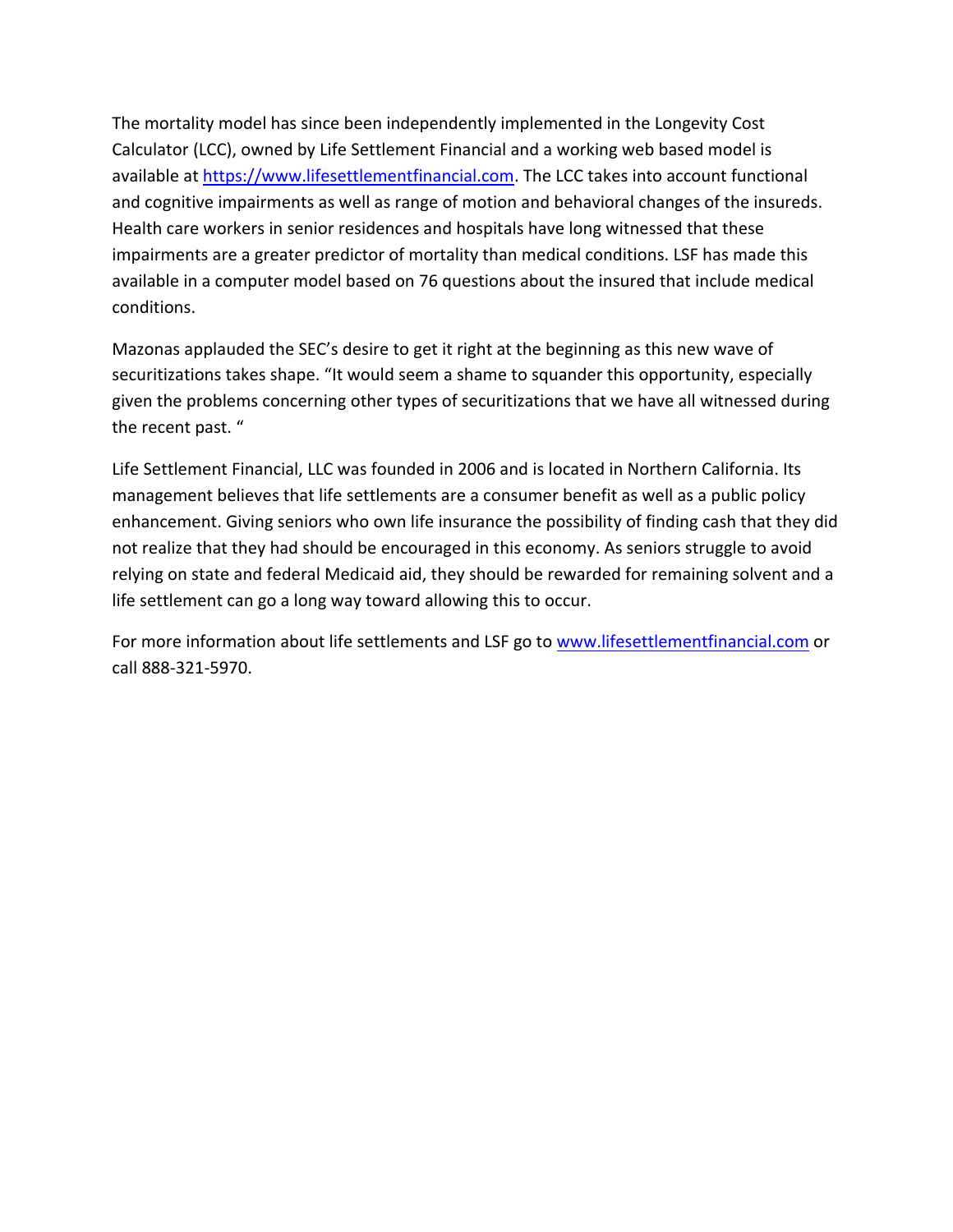The mortality model has since been independently implemented in the Longevity Cost Calculator (LCC), owned by Life Settlement Financial and a working web based model is available at [https://www.lifesettlementfinancial.com](https://www.lifesettlementfinancial.com). The LCC takes into account functional and cognitive impairments as well as range of motion and behavioral changes of the insureds. Health care workers in senior residences and hospitals have long witnessed that these impairments are a greater predictor of mortality than medical conditions. LSF has made this available in a computer model based on 76 questions about the insured that include medical conditions.

Mazonas applauded the SEC's desire to get it right at the beginning as this new wave of securitizations takes shape. "It would seem a shame to squander this opportunity, especially given the problems concerning other types of securitizations that we have all witnessed during the recent past. "

Life Settlement Financial, LLC was founded in 2006 and is located in Northern California. Its management believes that life settlements are a consumer benefit as well as a public policy enhancement. Giving seniors who own life insurance the possibility of finding cash that they did not realize that they had should be encouraged in this economy. As seniors struggle to avoid relying on state and federal Medicaid aid, they should be rewarded for remaining solvent and a life settlement can go a long way toward allowing this to occur.

For more information about life settlements and LSF go to [www.lifesettlementfinancial.com](http://www.lifesettlementfinancial.com) or call 888-321-5970.